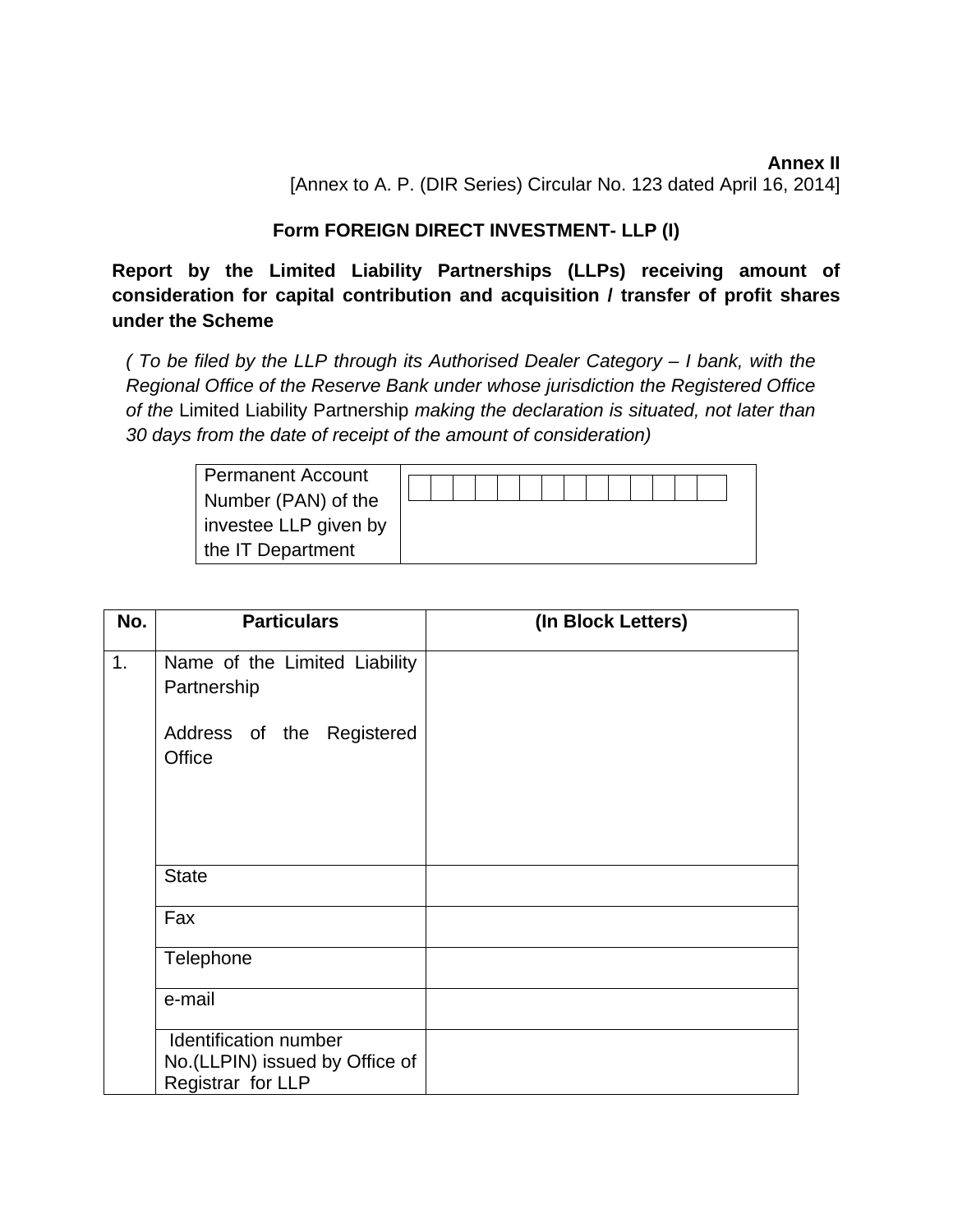**Annex II**

[Annex to A. P. (DIR Series) Circular No. 123 dated April 16, 2014]

## Form FOREIGN DIRECT INVESTMENT- LLP (I)

**Report by the Limited Liability Partnerships (LLPs) receiving amount of consideration for capital contribution and acquisition / transfer of profit shares under the Scheme**

*( To be filed by the LLP through its Authorised Dealer Category – I bank, with the Regional Office of the Reserve Bank under whose jurisdiction the Registered Office of the* Limited Liability Partnership *making the declaration is situated, not later than 30 days from the date of receipt of the amount of consideration)*

| Permanent Account Number (PAN) of the investee LLP given by the IT Department | |
|---|---|

| No. | Particulars | (In Block Letters) |
|---|---|---|
| 1. | Name of the Limited Liability Partnership<br><br>Address of the Registered Office | |
| | State | |
| | Fax | |
| | Telephone | |
| | e-mail | |
| | Identification number No.(LLPIN) issued by Office of Registrar for LLP | |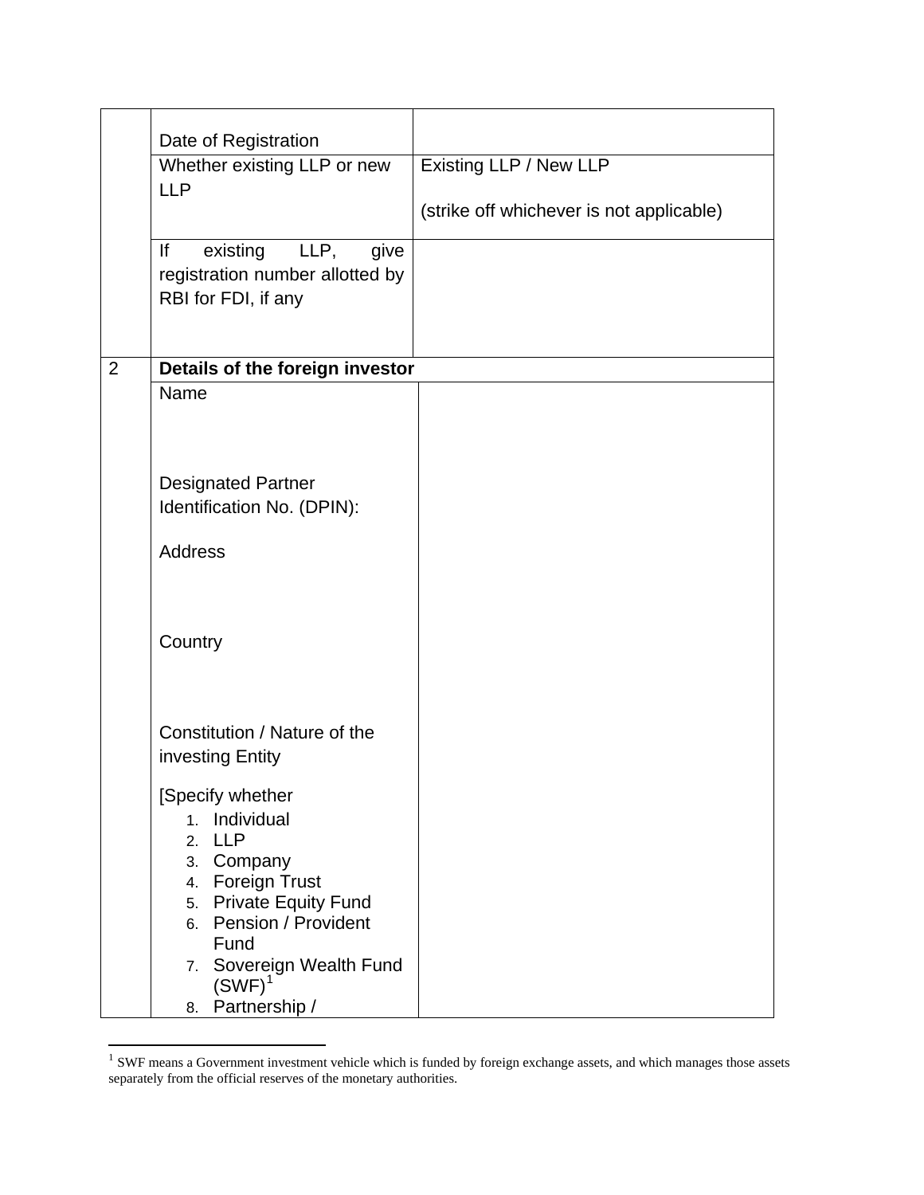| | | |
|---|---|---|
| | Date of Registration | |
| | Whether existing LLP or new LLP | Existing LLP / New LLP<br><br>(strike off whichever is not applicable) |
| | If existing LLP, give registration number allotted by RBI for FDI, if any | |
| 2 | **Details of the foreign investor** | |
| | Name<br><br><br>Designated Partner Identification No. (DPIN):<br><br>Address<br><br><br>Country<br><br><br>Constitution / Nature of the investing Entity<br><br>[Specify whether<br>1. Individual<br>2. LLP<br>3. Company<br>4. Foreign Trust<br>5. Private Equity Fund<br>6. Pension / Provident Fund<br>7. Sovereign Wealth Fund (SWF)[1]<br>8. Partnership / | |

[1] SWF means a Government investment vehicle which is funded by foreign exchange assets, and which manages those assets separately from the official reserves of the monetary authorities.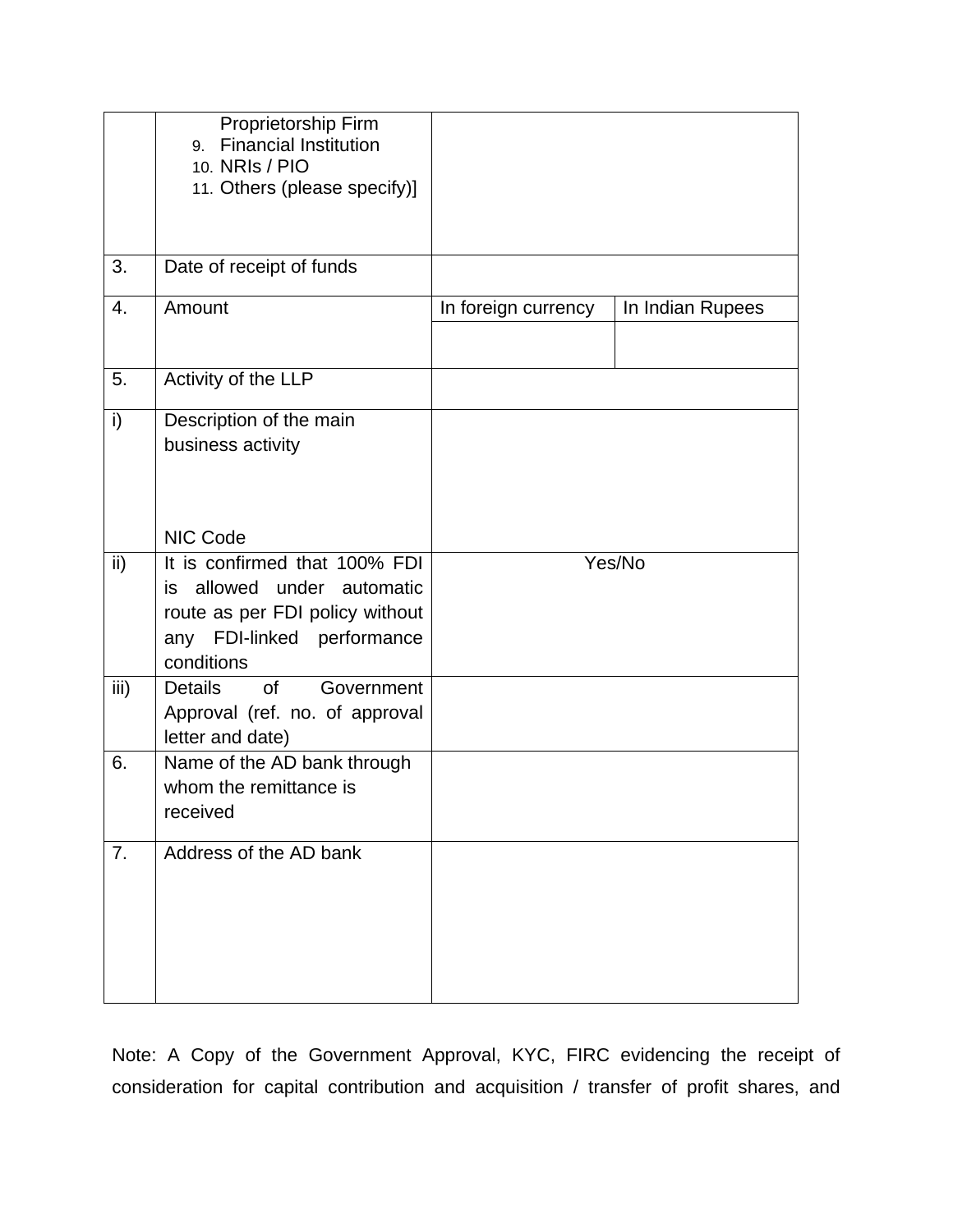| | | | |
|---|---|---|---|
| | Proprietorship Firm<br>9. Financial Institution<br>10. NRIs / PIO<br>11. Others (please specify)] | | |
| 3. | Date of receipt of funds | | |
| 4. | Amount | In foreign currency | In Indian Rupees |
| | | | |
| 5. | Activity of the LLP | | |
| i) | Description of the main business activity<br><br>NIC Code | | |
| ii) | It is confirmed that 100% FDI is allowed under automatic route as per FDI policy without any FDI-linked performance conditions | Yes/No | |
| iii) | Details of Government Approval (ref. no. of approval letter and date) | | |
| 6. | Name of the AD bank through whom the remittance is received | | |
| 7. | Address of the AD bank | | |

Note: A Copy of the Government Approval, KYC, FIRC evidencing the receipt of consideration for capital contribution and acquisition / transfer of profit shares, and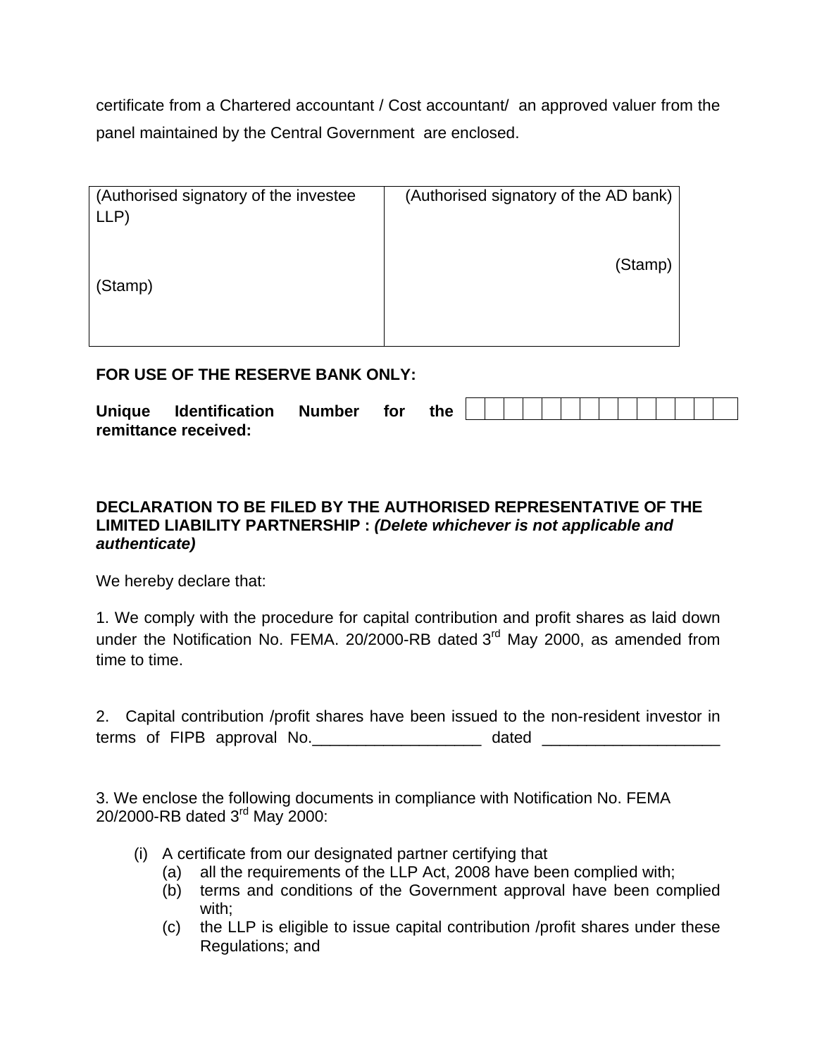certificate from a Chartered accountant / Cost accountant/ an approved valuer from the panel maintained by the Central Government are enclosed.

| (Authorised signatory of the investee LLP)<br><br><br>(Stamp) | (Authorised signatory of the AD bank)<br><br>(Stamp) |
|---|---|

**FOR USE OF THE RESERVE BANK ONLY:**

| **Unique Identification Number for the remittance received:** | | | | | | | | | | | | | | |
|---|---|---|---|---|---|---|---|---|---|---|---|---|---|---|

**DECLARATION TO BE FILED BY THE AUTHORISED REPRESENTATIVE OF THE LIMITED LIABILITY PARTNERSHIP :** ***(Delete whichever is not applicable and authenticate)***

We hereby declare that:

1. We comply with the procedure for capital contribution and profit shares as laid down under the Notification No. FEMA. 20/2000-RB dated 3rd May 2000, as amended from time to time.

2. Capital contribution /profit shares have been issued to the non-resident investor in terms of FIPB approval No.___________________ dated ____________________

3. We enclose the following documents in compliance with Notification No. FEMA 20/2000-RB dated 3rd May 2000:

   (i) A certificate from our designated partner certifying that
      (a) all the requirements of the LLP Act, 2008 have been complied with;
      (b) terms and conditions of the Government approval have been complied with;
      (c) the LLP is eligible to issue capital contribution /profit shares under these Regulations; and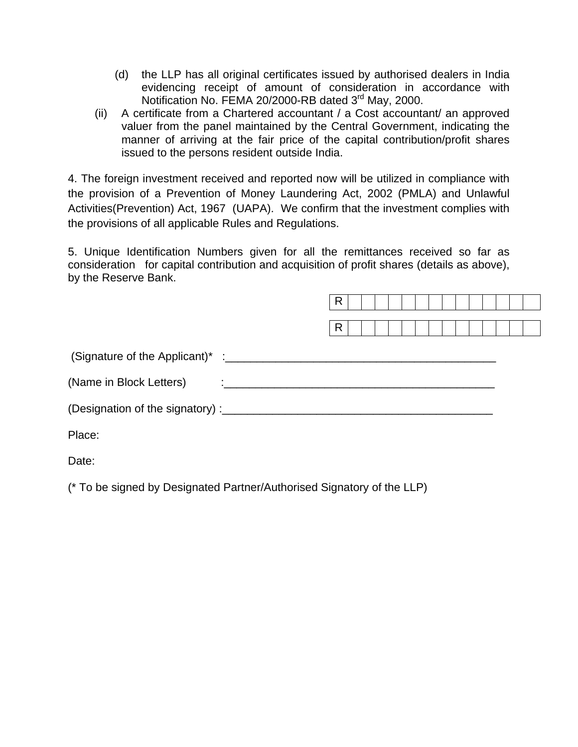(d) the LLP has all original certificates issued by authorised dealers in India evidencing receipt of amount of consideration in accordance with Notification No. FEMA 20/2000-RB dated 3rd May, 2000.

(ii) A certificate from a Chartered accountant / a Cost accountant/ an approved valuer from the panel maintained by the Central Government, indicating the manner of arriving at the fair price of the capital contribution/profit shares issued to the persons resident outside India.

4. The foreign investment received and reported now will be utilized in compliance with the provision of a Prevention of Money Laundering Act, 2002 (PMLA) and Unlawful Activities(Prevention) Act, 1967 (UAPA). We confirm that the investment complies with the provisions of all applicable Rules and Regulations.

5. Unique Identification Numbers given for all the remittances received so far as consideration for capital contribution and acquisition of profit shares (details as above), by the Reserve Bank.

| R | | | | | | | | | | | | | | | |
|---|---|---|---|---|---|---|---|---|---|---|---|---|---|---|---|
| R | | | | | | | | | | | | | | | |

(Signature of the Applicant)* :____________________________________________

(Name in Block Letters) :____________________________________________

(Designation of the signatory) :____________________________________________

Place:

Date:

(* To be signed by Designated Partner/Authorised Signatory of the LLP)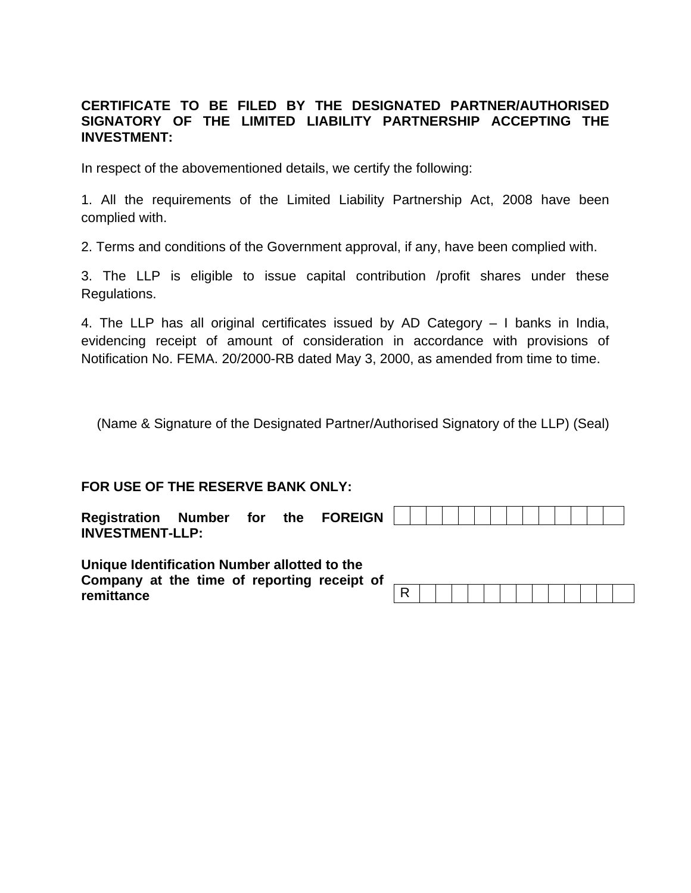**CERTIFICATE TO BE FILED BY THE DESIGNATED PARTNER/AUTHORISED SIGNATORY OF THE LIMITED LIABILITY PARTNERSHIP ACCEPTING THE INVESTMENT:**

In respect of the abovementioned details, we certify the following:

1. All the requirements of the Limited Liability Partnership Act, 2008 have been complied with.

2. Terms and conditions of the Government approval, if any, have been complied with.

3. The LLP is eligible to issue capital contribution /profit shares under these Regulations.

4. The LLP has all original certificates issued by AD Category – I banks in India, evidencing receipt of amount of consideration in accordance with provisions of Notification No. FEMA. 20/2000-RB dated May 3, 2000, as amended from time to time.

(Name & Signature of the Designated Partner/Authorised Signatory of the LLP) (Seal)

**FOR USE OF THE RESERVE BANK ONLY:**

| **Registration Number for the FOREIGN INVESTMENT-LLP:** | | | | | | | | | | | | | | |
|---|---|---|---|---|---|---|---|---|---|---|---|---|---|---|

| **Unique Identification Number allotted to the Company at the time of reporting receipt of remittance** | R | | | | | | | | | | | | | | |
|---|---|---|---|---|---|---|---|---|---|---|---|---|---|---|---|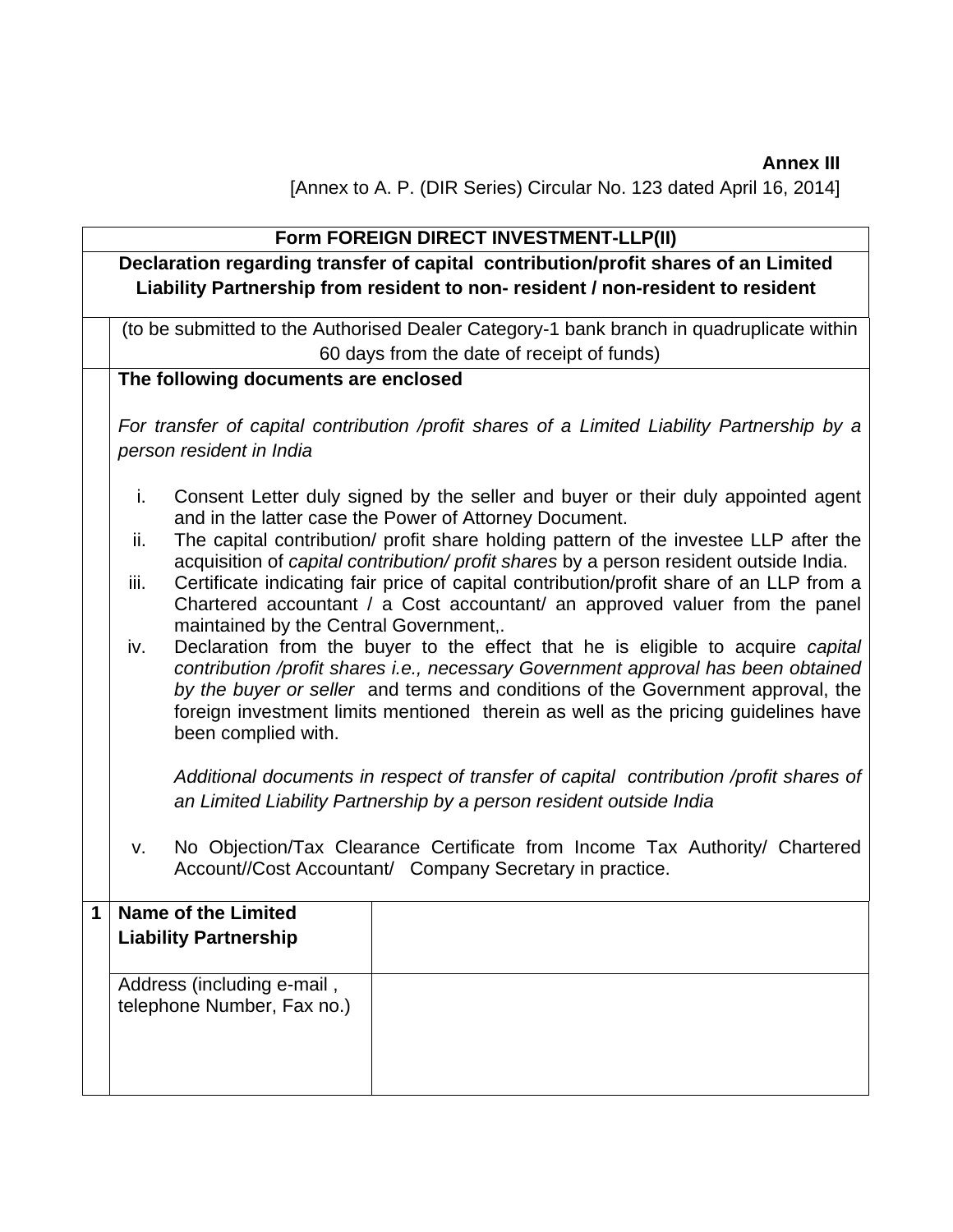**Annex III**

[Annex to A. P. (DIR Series) Circular No. 123 dated April 16, 2014]

## Form FOREIGN DIRECT INVESTMENT-LLP(II)

**Declaration regarding transfer of capital contribution/profit shares of an Limited Liability Partnership from resident to non- resident / non-resident to resident**

(to be submitted to the Authorised Dealer Category-1 bank branch in quadruplicate within 60 days from the date of receipt of funds)

**The following documents are enclosed**

*For transfer of capital contribution /profit shares of a Limited Liability Partnership by a person resident in India*

i. Consent Letter duly signed by the seller and buyer or their duly appointed agent and in the latter case the Power of Attorney Document.

ii. The capital contribution/ profit share holding pattern of the investee LLP after the acquisition of *capital contribution/ profit shares* by a person resident outside India.

iii. Certificate indicating fair price of capital contribution/profit share of an LLP from a Chartered accountant / a Cost accountant/ an approved valuer from the panel maintained by the Central Government,.

iv. Declaration from the buyer to the effect that he is eligible to acquire *capital contribution /profit shares i.e., necessary Government approval has been obtained by the buyer or seller* and terms and conditions of the Government approval, the foreign investment limits mentioned therein as well as the pricing guidelines have been complied with.

*Additional documents in respect of transfer of capital contribution /profit shares of an Limited Liability Partnership by a person resident outside India*

v. No Objection/Tax Clearance Certificate from Income Tax Authority/ Chartered Account//Cost Accountant/ Company Secretary in practice.

| | | |
|---|---|---|
| 1 | **Name of the Limited Liability Partnership** | |
| | Address (including e-mail , telephone Number, Fax no.) | |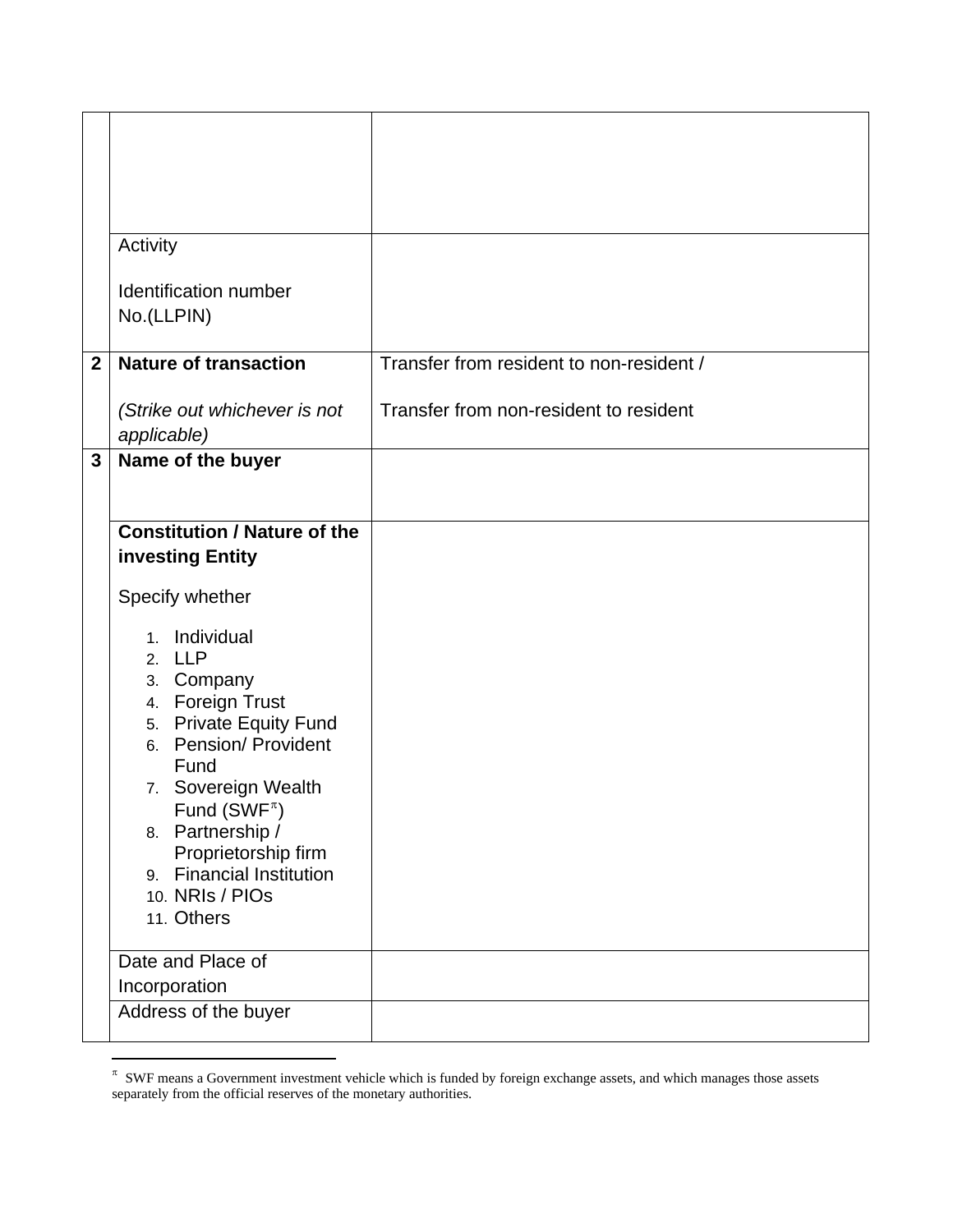|  |  |  |
|---|---|---|
|  |  |  |
|  | Activity<br><br>Identification number No.(LLPIN) |  |
| **2** | **Nature of transaction**<br><br>*(Strike out whichever is not applicable)* | Transfer from resident to non-resident /<br><br>Transfer from non-resident to resident |
| **3** | **Name of the buyer** |  |
|  | **Constitution / Nature of the investing Entity**<br><br>Specify whether<br><br>1. Individual<br>2. LLP<br>3. Company<br>4. Foreign Trust<br>5. Private Equity Fund<br>6. Pension/ Provident Fund<br>7. Sovereign Wealth Fund (SWF[π])<br>8. Partnership / Proprietorship firm<br>9. Financial Institution<br>10. NRIs / PIOs<br>11. Others |  |
|  | Date and Place of Incorporation |  |
|  | Address of the buyer |  |

[π] SWF means a Government investment vehicle which is funded by foreign exchange assets, and which manages those assets separately from the official reserves of the monetary authorities.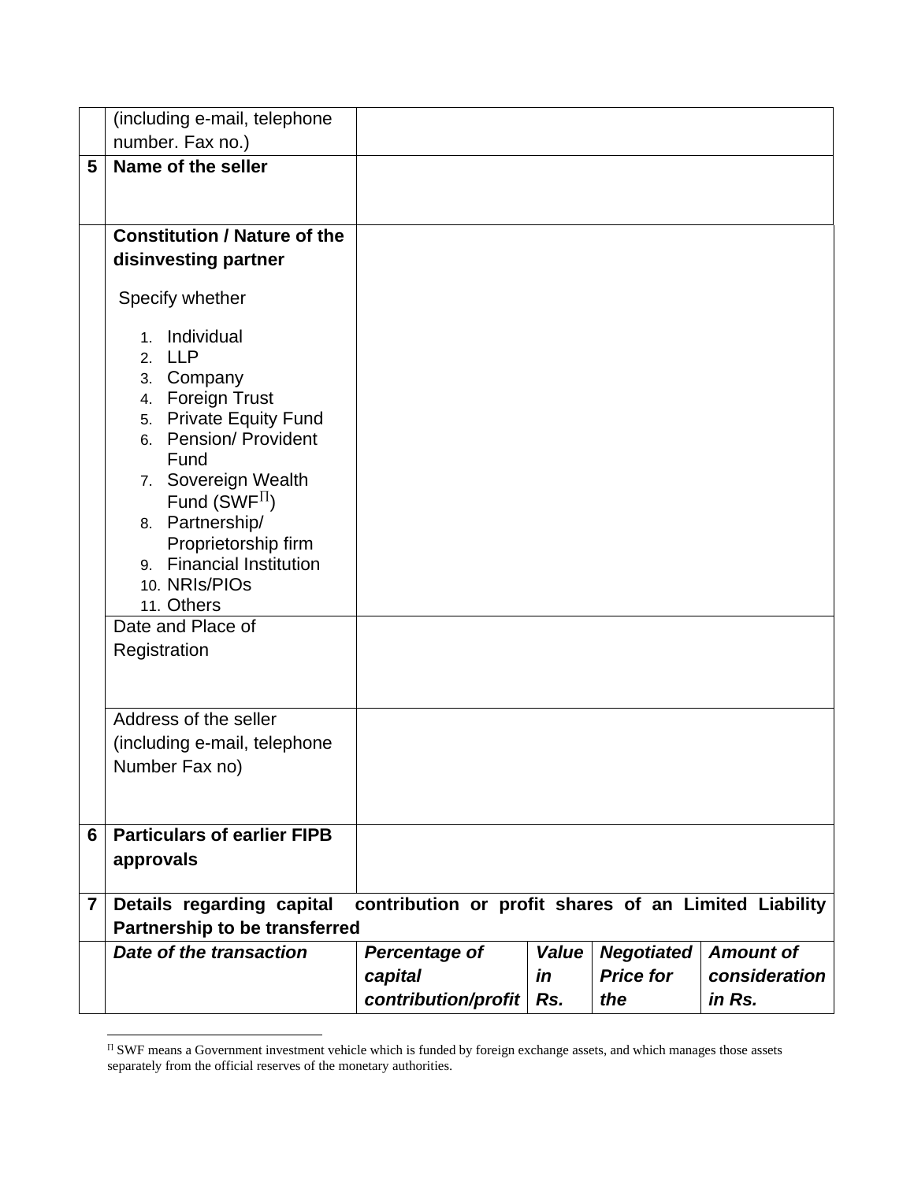| | | | | | |
|---|---|---|---|---|---|
| | (including e-mail, telephone number. Fax no.) | | | | |
| **5** | **Name of the seller** | | | | |
| | **Constitution / Nature of the disinvesting partner**<br><br>Specify whether<br><br>1. Individual<br>2. LLP<br>3. Company<br>4. Foreign Trust<br>5. Private Equity Fund<br>6. Pension/ Provident Fund<br>7. Sovereign Wealth Fund (SWF[1])<br>8. Partnership/ Proprietorship firm<br>9. Financial Institution<br>10. NRIs/PIOs<br>11. Others | | | | |
| | Date and Place of Registration | | | | |
| | Address of the seller (including e-mail, telephone Number Fax no) | | | | |
| **6** | **Particulars of earlier FIPB approvals** | | | | |
| **7** | **Details regarding capital contribution or profit shares of an Limited Liability Partnership to be transferred** | | | | |
| | ***Date of the transaction*** | ***Percentage of capital contribution/profit*** | ***Value in Rs.*** | ***Negotiated Price for the*** | ***Amount of consideration in Rs.*** |

[1] SWF means a Government investment vehicle which is funded by foreign exchange assets, and which manages those assets separately from the official reserves of the monetary authorities.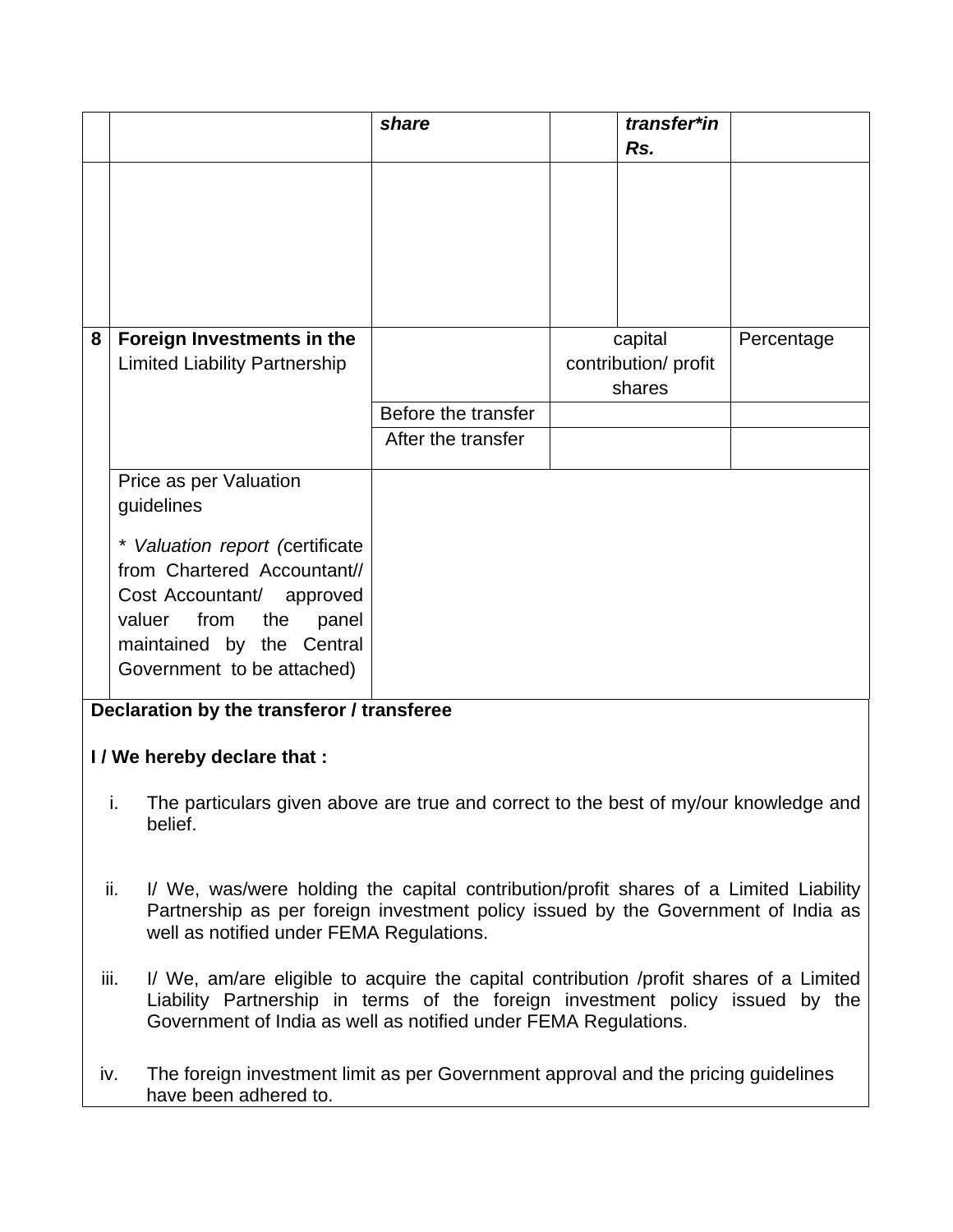|  |  | *share* |  | *transfer*in Rs.* |  |
|---|---|---|---|---|---|
|  |  |  |  |  |  |
| **8** | **Foreign Investments in the** Limited Liability Partnership |  | capital contribution/ profit shares | | Percentage |
|  |  | Before the transfer |  | |  |
|  |  | After the transfer |  | |  |
|  | Price as per Valuation guidelines<br><br>* *Valuation report (*certificate from Chartered Accountant// Cost Accountant/ approved valuer from the panel maintained by the Central Government to be attached) |  | | | |

**Declaration by the transferor / transferee**

**I / We hereby declare that :**

i. The particulars given above are true and correct to the best of my/our knowledge and belief.

ii. I/ We, was/were holding the capital contribution/profit shares of a Limited Liability Partnership as per foreign investment policy issued by the Government of India as well as notified under FEMA Regulations.

iii. I/ We, am/are eligible to acquire the capital contribution /profit shares of a Limited Liability Partnership in terms of the foreign investment policy issued by the Government of India as well as notified under FEMA Regulations.

iv. The foreign investment limit as per Government approval and the pricing guidelines have been adhered to.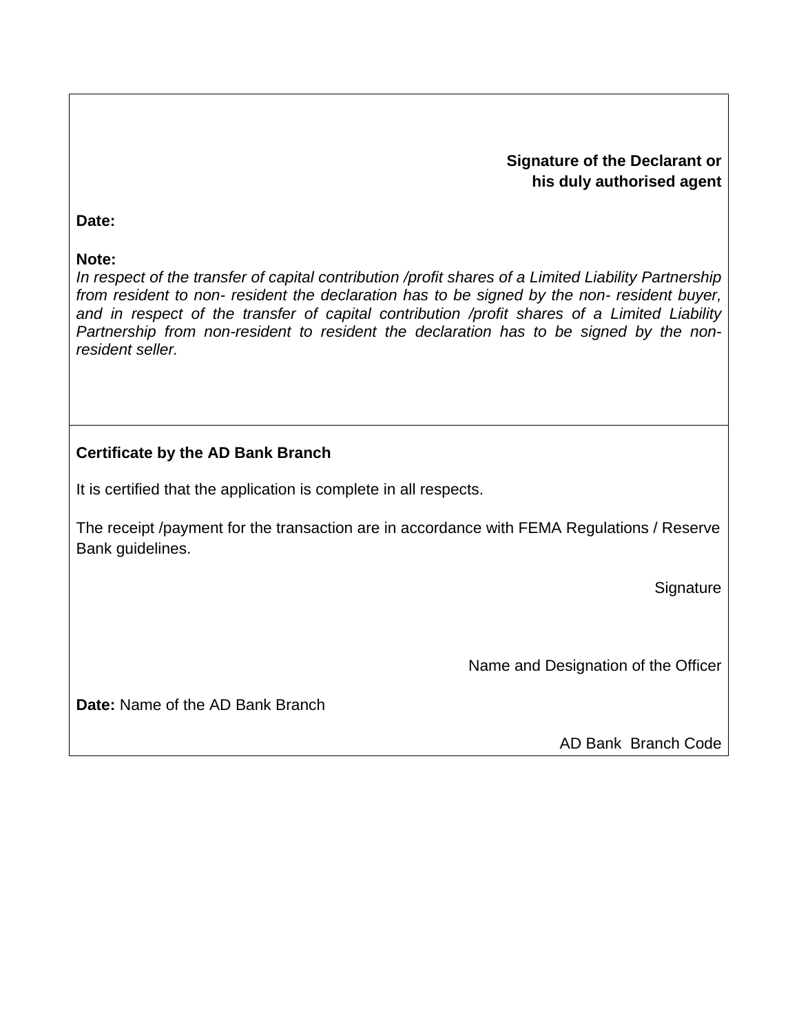**Signature of the Declarant or his duly authorised agent**

**Date:**

**Note:**
*In respect of the transfer of capital contribution /profit shares of a Limited Liability Partnership from resident to non- resident the declaration has to be signed by the non- resident buyer, and in respect of the transfer of capital contribution /profit shares of a Limited Liability Partnership from non-resident to resident the declaration has to be signed by the non-resident seller.*

**Certificate by the AD Bank Branch**

It is certified that the application is complete in all respects.

The receipt /payment for the transaction are in accordance with FEMA Regulations / Reserve Bank guidelines.

Signature

Name and Designation of the Officer

**Date:** Name of the AD Bank Branch

AD Bank Branch Code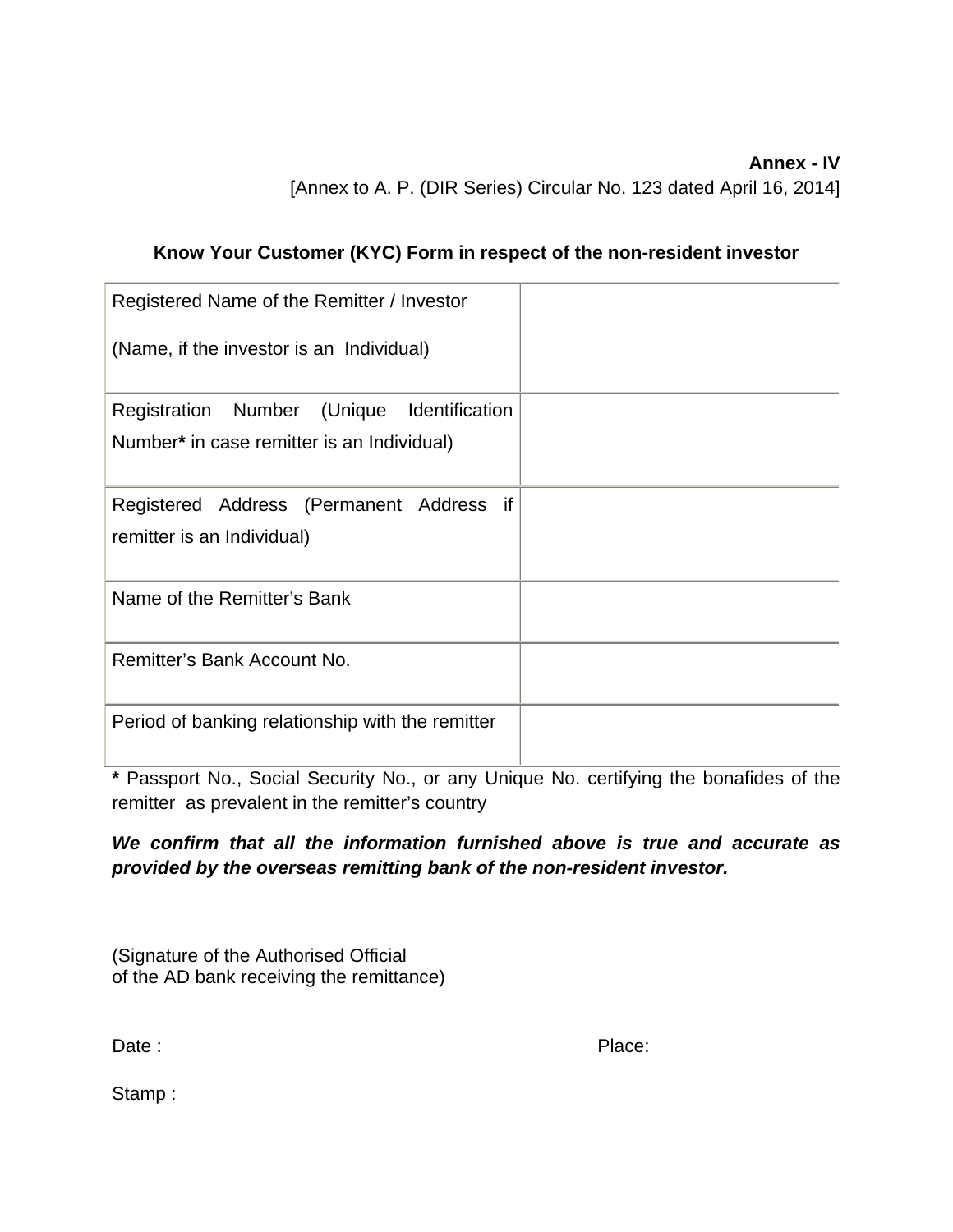**Annex - IV**

[Annex to A. P. (DIR Series) Circular No. 123 dated April 16, 2014]

**Know Your Customer (KYC) Form in respect of the non-resident investor**

| | |
|---|---|
| Registered Name of the Remitter / Investor<br><br>(Name, if the investor is an Individual) | |
| Registration Number (Unique Identification Number**\*** in case remitter is an Individual) | |
| Registered Address (Permanent Address if remitter is an Individual) | |
| Name of the Remitter's Bank | |
| Remitter's Bank Account No. | |
| Period of banking relationship with the remitter | |

**\*** Passport No., Social Security No., or any Unique No. certifying the bonafides of the remitter as prevalent in the remitter's country

***We confirm that all the information furnished above is true and accurate as provided by the overseas remitting bank of the non-resident investor.***

(Signature of the Authorised Official
of the AD bank receiving the remittance)

Date :

Place:

Stamp :